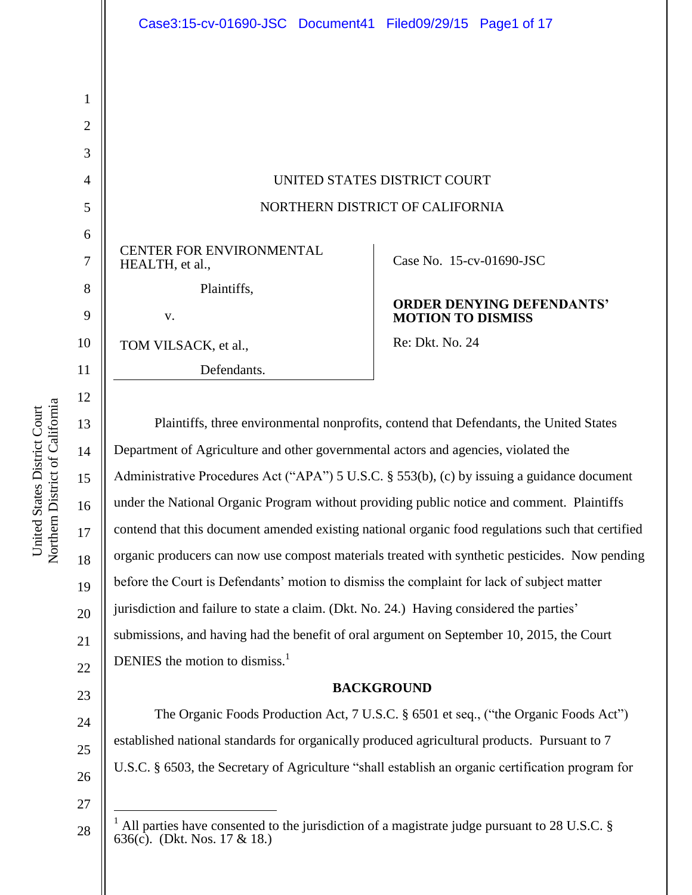UNITED STATES DISTRICT COURT

NORTHERN DISTRICT OF CALIFORNIA

| | |
|---|---|
| CENTER FOR ENVIRONMENTAL HEALTH, et al., Plaintiffs, v. TOM VILSACK, et al., Defendants. | Case No. 15-cv-01690-JSC **ORDER DENYING DEFENDANTS' MOTION TO DISMISS** Re: Dkt. No. 24 |

Plaintiffs, three environmental nonprofits, contend that Defendants, the United States Department of Agriculture and other governmental actors and agencies, violated the Administrative Procedures Act ("APA") 5 U.S.C. § 553(b), (c) by issuing a guidance document under the National Organic Program without providing public notice and comment. Plaintiffs contend that this document amended existing national organic food regulations such that certified organic producers can now use compost materials treated with synthetic pesticides. Now pending before the Court is Defendants' motion to dismiss the complaint for lack of subject matter jurisdiction and failure to state a claim. (Dkt. No. 24.) Having considered the parties' submissions, and having had the benefit of oral argument on September 10, 2015, the Court DENIES the motion to dismiss.[1]

**BACKGROUND**

The Organic Foods Production Act, 7 U.S.C. § 6501 et seq., ("the Organic Foods Act") established national standards for organically produced agricultural products. Pursuant to 7 U.S.C. § 6503, the Secretary of Agriculture "shall establish an organic certification program for

---

[1] All parties have consented to the jurisdiction of a magistrate judge pursuant to 28 U.S.C. § 636(c). (Dkt. Nos. 17 & 18.)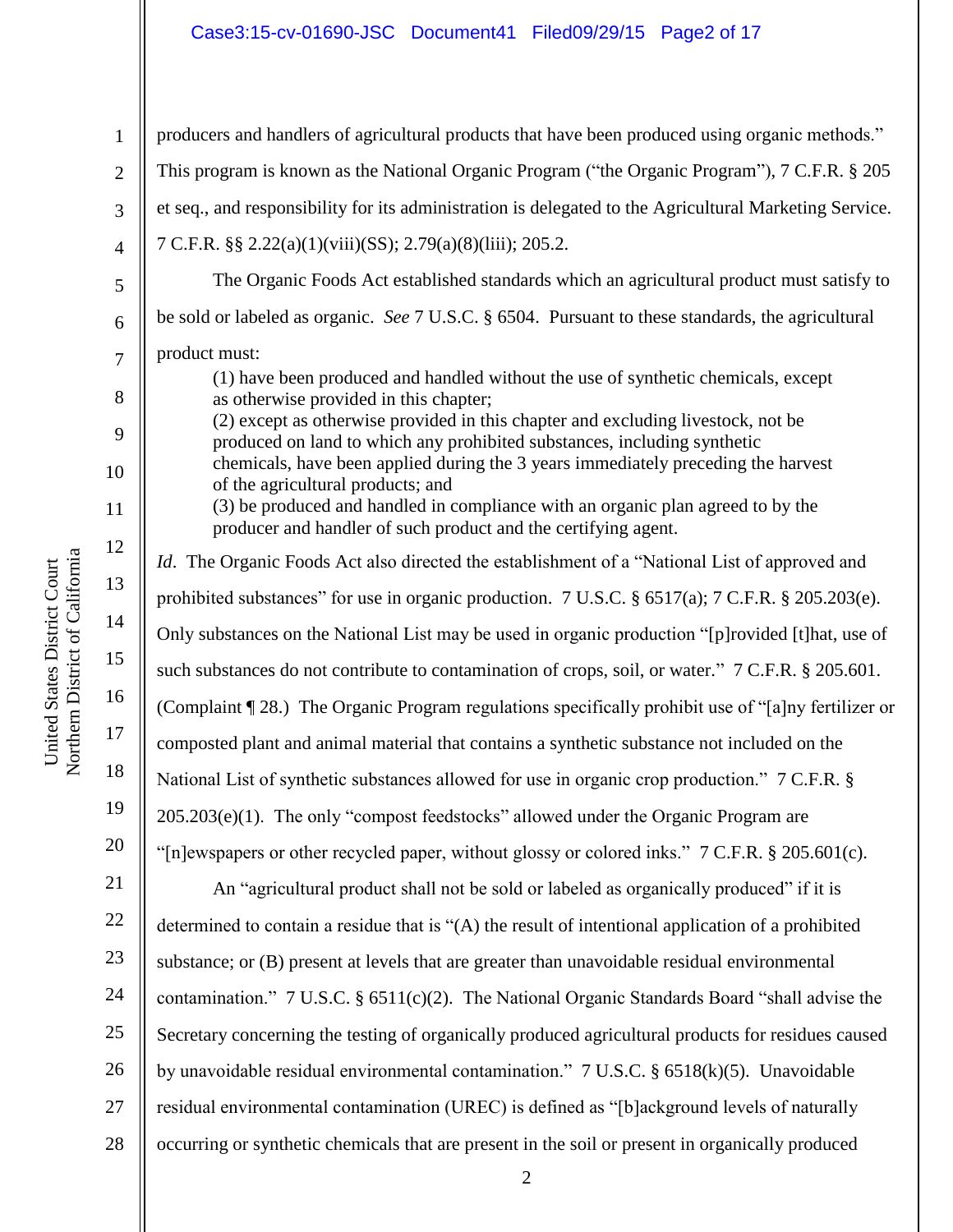producers and handlers of agricultural products that have been produced using organic methods." This program is known as the National Organic Program ("the Organic Program"), 7 C.F.R. § 205 et seq., and responsibility for its administration is delegated to the Agricultural Marketing Service. 7 C.F.R. §§ 2.22(a)(1)(viii)(SS); 2.79(a)(8)(liii); 205.2.

The Organic Foods Act established standards which an agricultural product must satisfy to be sold or labeled as organic. *See* 7 U.S.C. § 6504. Pursuant to these standards, the agricultural product must:

> (1) have been produced and handled without the use of synthetic chemicals, except as otherwise provided in this chapter;
> (2) except as otherwise provided in this chapter and excluding livestock, not be produced on land to which any prohibited substances, including synthetic chemicals, have been applied during the 3 years immediately preceding the harvest of the agricultural products; and
> (3) be produced and handled in compliance with an organic plan agreed to by the producer and handler of such product and the certifying agent.

*Id*. The Organic Foods Act also directed the establishment of a "National List of approved and prohibited substances" for use in organic production. 7 U.S.C. § 6517(a); 7 C.F.R. § 205.203(e). Only substances on the National List may be used in organic production "[p]rovided [t]hat, use of such substances do not contribute to contamination of crops, soil, or water." 7 C.F.R. § 205.601. (Complaint ¶ 28.) The Organic Program regulations specifically prohibit use of "[a]ny fertilizer or composted plant and animal material that contains a synthetic substance not included on the National List of synthetic substances allowed for use in organic crop production." 7 C.F.R. § 205.203(e)(1). The only "compost feedstocks" allowed under the Organic Program are "[n]ewspapers or other recycled paper, without glossy or colored inks." 7 C.F.R. § 205.601(c).

An "agricultural product shall not be sold or labeled as organically produced" if it is determined to contain a residue that is "(A) the result of intentional application of a prohibited substance; or (B) present at levels that are greater than unavoidable residual environmental contamination." 7 U.S.C. § 6511(c)(2). The National Organic Standards Board "shall advise the Secretary concerning the testing of organically produced agricultural products for residues caused by unavoidable residual environmental contamination." 7 U.S.C. § 6518(k)(5). Unavoidable residual environmental contamination (UREC) is defined as "[b]ackground levels of naturally occurring or synthetic chemicals that are present in the soil or present in organically produced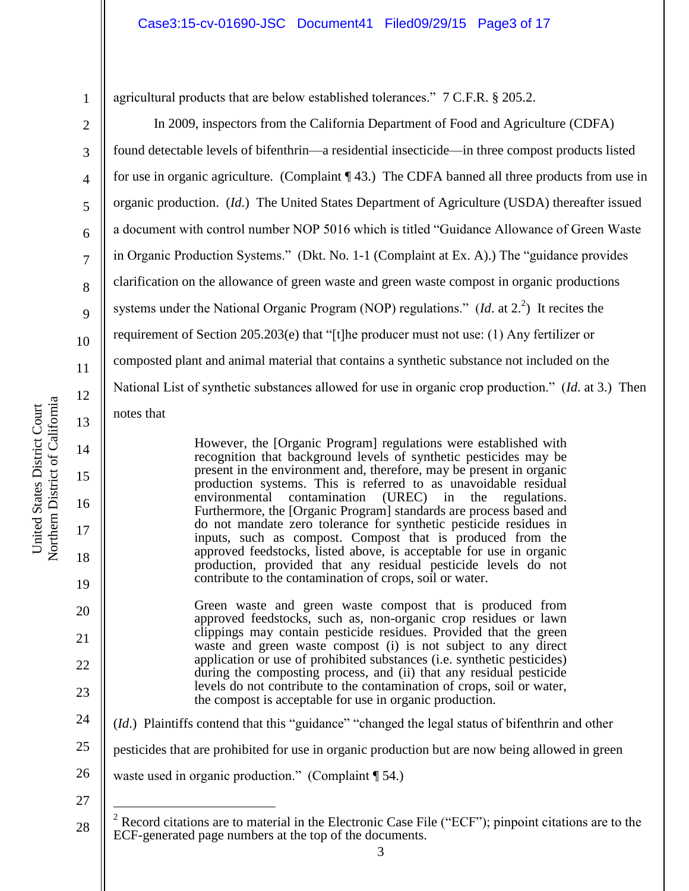agricultural products that are below established tolerances." 7 C.F.R. § 205.2.

In 2009, inspectors from the California Department of Food and Agriculture (CDFA) found detectable levels of bifenthrin—a residential insecticide—in three compost products listed for use in organic agriculture. (Complaint ¶ 43.) The CDFA banned all three products from use in organic production. (*Id.*) The United States Department of Agriculture (USDA) thereafter issued a document with control number NOP 5016 which is titled "Guidance Allowance of Green Waste in Organic Production Systems." (Dkt. No. 1-1 (Complaint at Ex. A).) The "guidance provides clarification on the allowance of green waste and green waste compost in organic productions systems under the National Organic Program (NOP) regulations." (*Id.* at 2.[2]) It recites the requirement of Section 205.203(e) that "[t]he producer must not use: (1) Any fertilizer or composted plant and animal material that contains a synthetic substance not included on the National List of synthetic substances allowed for use in organic crop production." (*Id.* at 3.) Then notes that

> However, the [Organic Program] regulations were established with recognition that background levels of synthetic pesticides may be present in the environment and, therefore, may be present in organic production systems. This is referred to as unavoidable residual environmental contamination (UREC) in the regulations. Furthermore, the [Organic Program] standards are process based and do not mandate zero tolerance for synthetic pesticide residues in inputs, such as compost. Compost that is produced from the approved feedstocks, listed above, is acceptable for use in organic production, provided that any residual pesticide levels do not contribute to the contamination of crops, soil or water.
>
> Green waste and green waste compost that is produced from approved feedstocks, such as, non-organic crop residues or lawn clippings may contain pesticide residues. Provided that the green waste and green waste compost (i) is not subject to any direct application or use of prohibited substances (i.e. synthetic pesticides) during the composting process, and (ii) that any residual pesticide levels do not contribute to the contamination of crops, soil or water, the compost is acceptable for use in organic production.

(*Id.*) Plaintiffs contend that this "guidance" "changed the legal status of bifenthrin and other pesticides that are prohibited for use in organic production but are now being allowed in green waste used in organic production." (Complaint ¶ 54.)

[2] Record citations are to material in the Electronic Case File ("ECF"); pinpoint citations are to the ECF-generated page numbers at the top of the documents.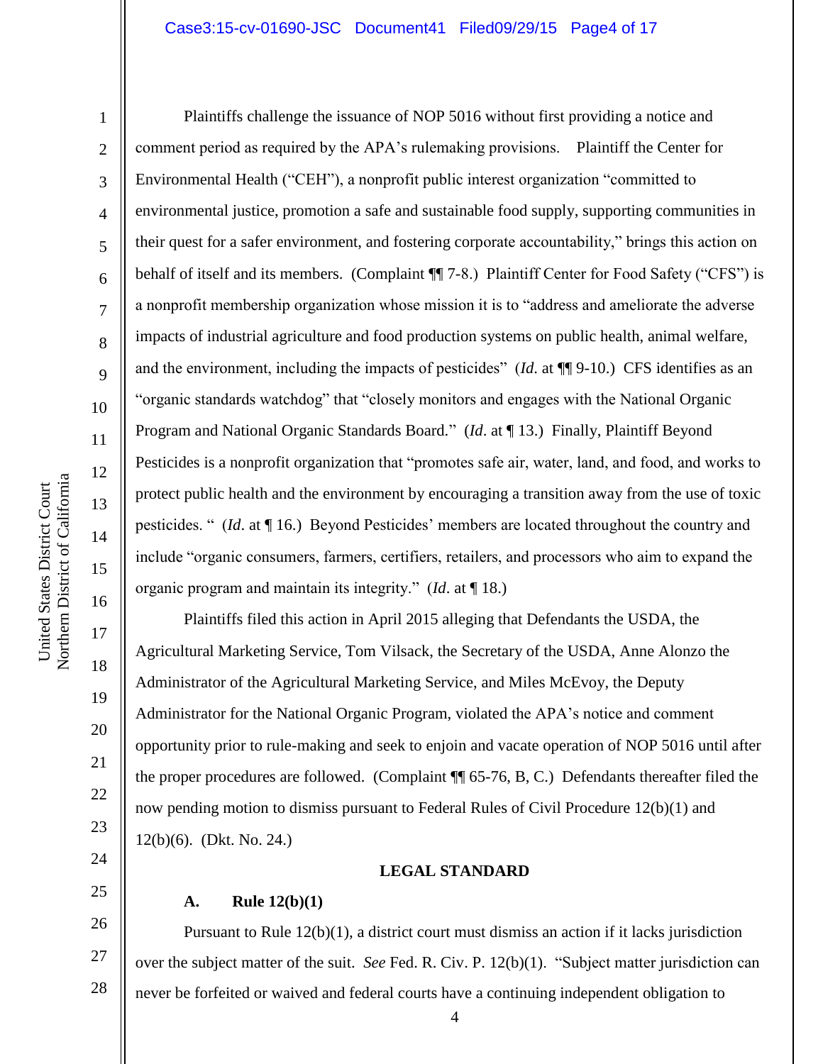Plaintiffs challenge the issuance of NOP 5016 without first providing a notice and comment period as required by the APA's rulemaking provisions. Plaintiff the Center for Environmental Health ("CEH"), a nonprofit public interest organization "committed to environmental justice, promotion a safe and sustainable food supply, supporting communities in their quest for a safer environment, and fostering corporate accountability," brings this action on behalf of itself and its members. (Complaint ¶¶ 7-8.) Plaintiff Center for Food Safety ("CFS") is a nonprofit membership organization whose mission it is to "address and ameliorate the adverse impacts of industrial agriculture and food production systems on public health, animal welfare, and the environment, including the impacts of pesticides" (*Id.* at ¶¶ 9-10.) CFS identifies as an "organic standards watchdog" that "closely monitors and engages with the National Organic Program and National Organic Standards Board." (*Id.* at ¶ 13.) Finally, Plaintiff Beyond Pesticides is a nonprofit organization that "promotes safe air, water, land, and food, and works to protect public health and the environment by encouraging a transition away from the use of toxic pesticides. " (*Id.* at ¶ 16.) Beyond Pesticides' members are located throughout the country and include "organic consumers, farmers, certifiers, retailers, and processors who aim to expand the organic program and maintain its integrity." (*Id.* at ¶ 18.)

Plaintiffs filed this action in April 2015 alleging that Defendants the USDA, the Agricultural Marketing Service, Tom Vilsack, the Secretary of the USDA, Anne Alonzo the Administrator of the Agricultural Marketing Service, and Miles McEvoy, the Deputy Administrator for the National Organic Program, violated the APA's notice and comment opportunity prior to rule-making and seek to enjoin and vacate operation of NOP 5016 until after the proper procedures are followed. (Complaint ¶¶ 65-76, B, C.) Defendants thereafter filed the now pending motion to dismiss pursuant to Federal Rules of Civil Procedure 12(b)(1) and 12(b)(6). (Dkt. No. 24.)

## LEGAL STANDARD

### A. Rule 12(b)(1)

Pursuant to Rule 12(b)(1), a district court must dismiss an action if it lacks jurisdiction over the subject matter of the suit. *See* Fed. R. Civ. P. 12(b)(1). "Subject matter jurisdiction can never be forfeited or waived and federal courts have a continuing independent obligation to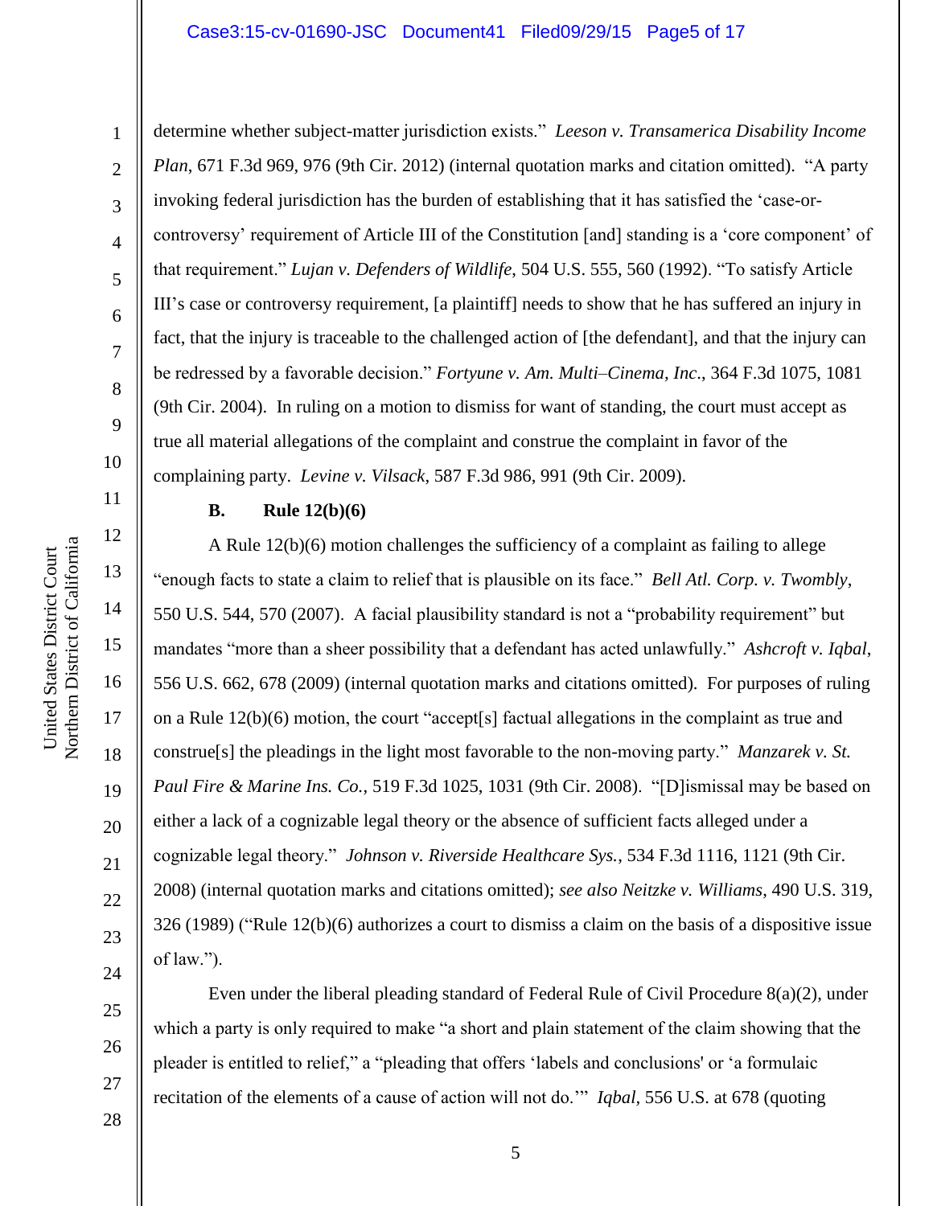determine whether subject-matter jurisdiction exists." *Leeson v. Transamerica Disability Income Plan*, 671 F.3d 969, 976 (9th Cir. 2012) (internal quotation marks and citation omitted). "A party invoking federal jurisdiction has the burden of establishing that it has satisfied the 'case-or-controversy' requirement of Article III of the Constitution [and] standing is a 'core component' of that requirement." *Lujan v. Defenders of Wildlife*, 504 U.S. 555, 560 (1992). "To satisfy Article III's case or controversy requirement, [a plaintiff] needs to show that he has suffered an injury in fact, that the injury is traceable to the challenged action of [the defendant], and that the injury can be redressed by a favorable decision." *Fortyune v. Am. Multi–Cinema, Inc.*, 364 F.3d 1075, 1081 (9th Cir. 2004). In ruling on a motion to dismiss for want of standing, the court must accept as true all material allegations of the complaint and construe the complaint in favor of the complaining party. *Levine v. Vilsack*, 587 F.3d 986, 991 (9th Cir. 2009).

**B. Rule 12(b)(6)**

A Rule 12(b)(6) motion challenges the sufficiency of a complaint as failing to allege "enough facts to state a claim to relief that is plausible on its face." *Bell Atl. Corp. v. Twombly*, 550 U.S. 544, 570 (2007). A facial plausibility standard is not a "probability requirement" but mandates "more than a sheer possibility that a defendant has acted unlawfully." *Ashcroft v. Iqbal*, 556 U.S. 662, 678 (2009) (internal quotation marks and citations omitted). For purposes of ruling on a Rule 12(b)(6) motion, the court "accept[s] factual allegations in the complaint as true and construe[s] the pleadings in the light most favorable to the non-moving party." *Manzarek v. St. Paul Fire & Marine Ins. Co.*, 519 F.3d 1025, 1031 (9th Cir. 2008). "[D]ismissal may be based on either a lack of a cognizable legal theory or the absence of sufficient facts alleged under a cognizable legal theory." *Johnson v. Riverside Healthcare Sys.*, 534 F.3d 1116, 1121 (9th Cir. 2008) (internal quotation marks and citations omitted); *see also Neitzke v. Williams*, 490 U.S. 319, 326 (1989) ("Rule 12(b)(6) authorizes a court to dismiss a claim on the basis of a dispositive issue of law.").

Even under the liberal pleading standard of Federal Rule of Civil Procedure 8(a)(2), under which a party is only required to make "a short and plain statement of the claim showing that the pleader is entitled to relief," a "pleading that offers 'labels and conclusions' or 'a formulaic recitation of the elements of a cause of action will not do.'" *Iqbal,* 556 U.S. at 678 (quoting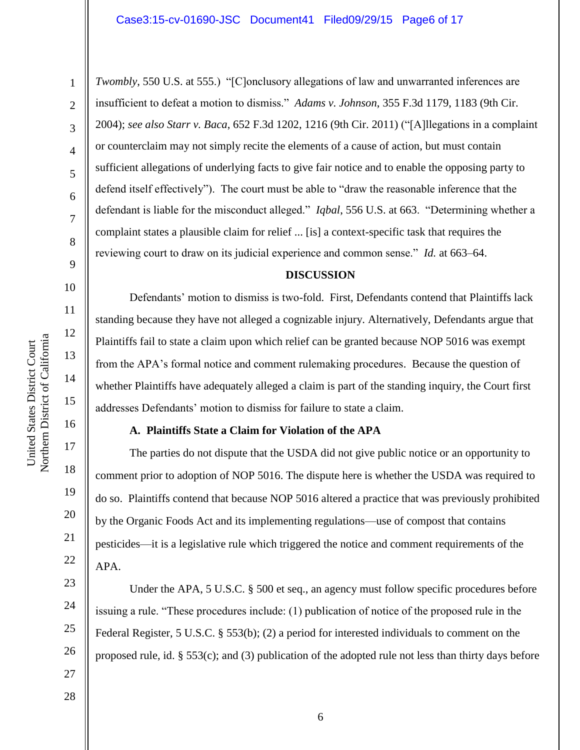*Twombly*, 550 U.S. at 555.) "[C]onclusory allegations of law and unwarranted inferences are insufficient to defeat a motion to dismiss." *Adams v. Johnson*, 355 F.3d 1179, 1183 (9th Cir. 2004); *see also Starr v. Baca*, 652 F.3d 1202, 1216 (9th Cir. 2011) ("[A]llegations in a complaint or counterclaim may not simply recite the elements of a cause of action, but must contain sufficient allegations of underlying facts to give fair notice and to enable the opposing party to defend itself effectively"). The court must be able to "draw the reasonable inference that the defendant is liable for the misconduct alleged." *Iqbal*, 556 U.S. at 663. "Determining whether a complaint states a plausible claim for relief ... [is] a context-specific task that requires the reviewing court to draw on its judicial experience and common sense." *Id.* at 663–64.

**DISCUSSION**

Defendants' motion to dismiss is two-fold. First, Defendants contend that Plaintiffs lack standing because they have not alleged a cognizable injury. Alternatively, Defendants argue that Plaintiffs fail to state a claim upon which relief can be granted because NOP 5016 was exempt from the APA's formal notice and comment rulemaking procedures. Because the question of whether Plaintiffs have adequately alleged a claim is part of the standing inquiry, the Court first addresses Defendants' motion to dismiss for failure to state a claim.

**A. Plaintiffs State a Claim for Violation of the APA**

The parties do not dispute that the USDA did not give public notice or an opportunity to comment prior to adoption of NOP 5016. The dispute here is whether the USDA was required to do so. Plaintiffs contend that because NOP 5016 altered a practice that was previously prohibited by the Organic Foods Act and its implementing regulations—use of compost that contains pesticides—it is a legislative rule which triggered the notice and comment requirements of the APA.

Under the APA, 5 U.S.C. § 500 et seq., an agency must follow specific procedures before issuing a rule. "These procedures include: (1) publication of notice of the proposed rule in the Federal Register, 5 U.S.C. § 553(b); (2) a period for interested individuals to comment on the proposed rule, id. § 553(c); and (3) publication of the adopted rule not less than thirty days before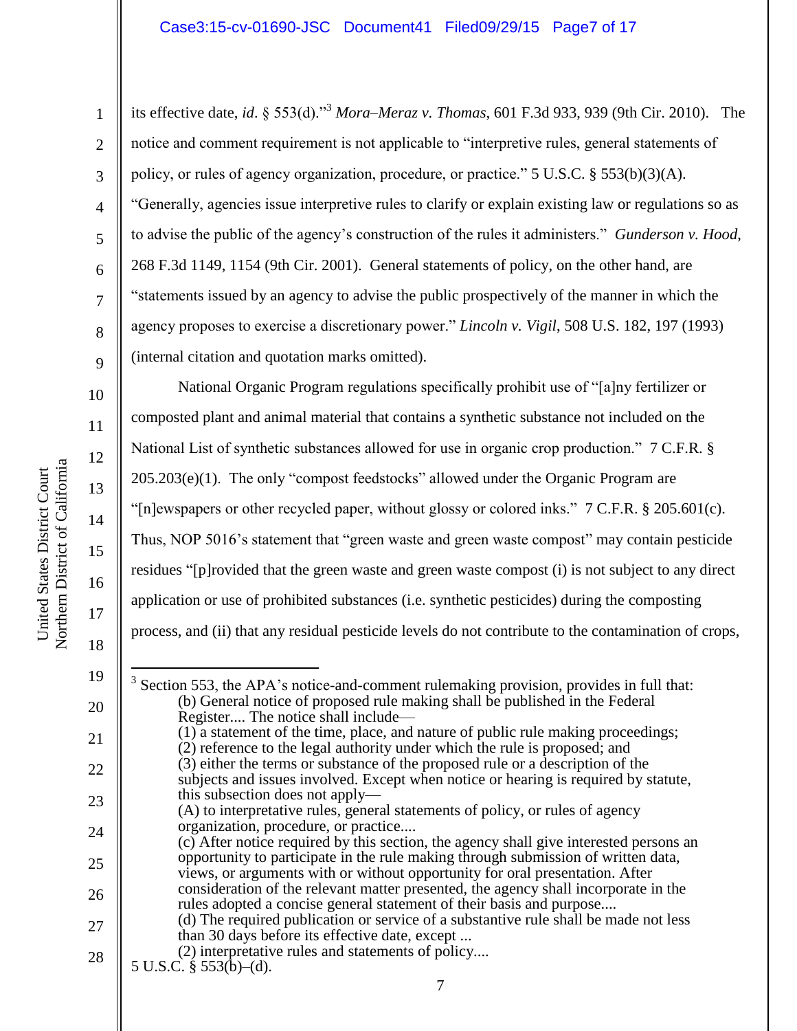its effective date, *id*. § 553(d)."[3] *Mora–Meraz v. Thomas*, 601 F.3d 933, 939 (9th Cir. 2010). The notice and comment requirement is not applicable to "interpretive rules, general statements of policy, or rules of agency organization, procedure, or practice." 5 U.S.C. § 553(b)(3)(A). "Generally, agencies issue interpretive rules to clarify or explain existing law or regulations so as to advise the public of the agency's construction of the rules it administers." *Gunderson v. Hood*, 268 F.3d 1149, 1154 (9th Cir. 2001). General statements of policy, on the other hand, are "statements issued by an agency to advise the public prospectively of the manner in which the agency proposes to exercise a discretionary power." *Lincoln v. Vigil*, 508 U.S. 182, 197 (1993) (internal citation and quotation marks omitted).

National Organic Program regulations specifically prohibit use of "[a]ny fertilizer or composted plant and animal material that contains a synthetic substance not included on the National List of synthetic substances allowed for use in organic crop production." 7 C.F.R. § 205.203(e)(1). The only "compost feedstocks" allowed under the Organic Program are "[n]ewspapers or other recycled paper, without glossy or colored inks." 7 C.F.R. § 205.601(c). Thus, NOP 5016's statement that "green waste and green waste compost" may contain pesticide residues "[p]rovided that the green waste and green waste compost (i) is not subject to any direct application or use of prohibited substances (i.e. synthetic pesticides) during the composting process, and (ii) that any residual pesticide levels do not contribute to the contamination of crops,

---

[3] Section 553, the APA's notice-and-comment rulemaking provision, provides in full that:

> (b) General notice of proposed rule making shall be published in the Federal Register.... The notice shall include—
> (1) a statement of the time, place, and nature of public rule making proceedings;
> (2) reference to the legal authority under which the rule is proposed; and
> (3) either the terms or substance of the proposed rule or a description of the subjects and issues involved. Except when notice or hearing is required by statute, this subsection does not apply—
> (A) to interpretative rules, general statements of policy, or rules of agency organization, procedure, or practice....
> (c) After notice required by this section, the agency shall give interested persons an opportunity to participate in the rule making through submission of written data, views, or arguments with or without opportunity for oral presentation. After consideration of the relevant matter presented, the agency shall incorporate in the rules adopted a concise general statement of their basis and purpose....
> (d) The required publication or service of a substantive rule shall be made not less than 30 days before its effective date, except ...
> (2) interpretative rules and statements of policy....

5 U.S.C. § 553(b)–(d).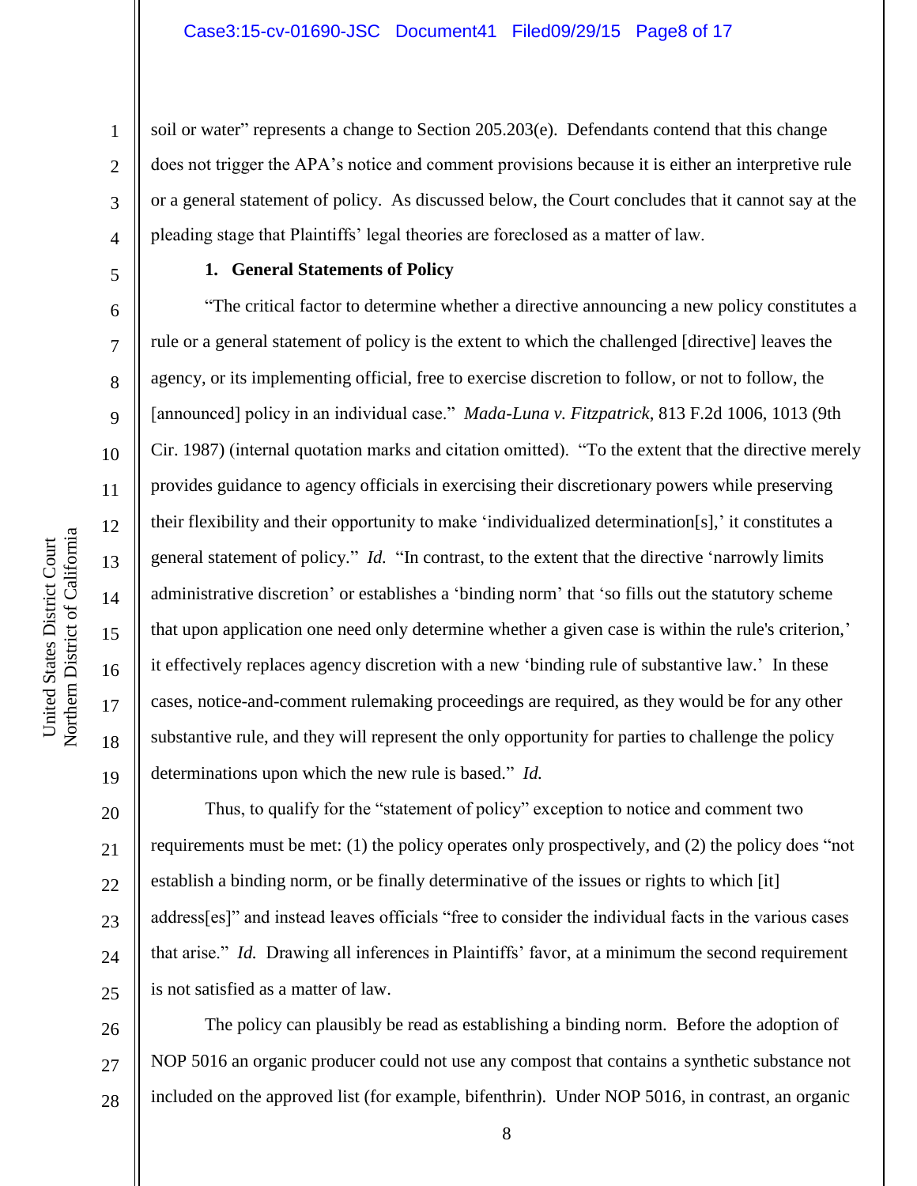soil or water" represents a change to Section 205.203(e). Defendants contend that this change does not trigger the APA's notice and comment provisions because it is either an interpretive rule or a general statement of policy. As discussed below, the Court concludes that it cannot say at the pleading stage that Plaintiffs' legal theories are foreclosed as a matter of law.

**1. General Statements of Policy**

"The critical factor to determine whether a directive announcing a new policy constitutes a rule or a general statement of policy is the extent to which the challenged [directive] leaves the agency, or its implementing official, free to exercise discretion to follow, or not to follow, the [announced] policy in an individual case." *Mada-Luna v. Fitzpatrick*, 813 F.2d 1006, 1013 (9th Cir. 1987) (internal quotation marks and citation omitted). "To the extent that the directive merely provides guidance to agency officials in exercising their discretionary powers while preserving their flexibility and their opportunity to make 'individualized determination[s],' it constitutes a general statement of policy." *Id.* "In contrast, to the extent that the directive 'narrowly limits administrative discretion' or establishes a 'binding norm' that 'so fills out the statutory scheme that upon application one need only determine whether a given case is within the rule's criterion,' it effectively replaces agency discretion with a new 'binding rule of substantive law.' In these cases, notice-and-comment rulemaking proceedings are required, as they would be for any other substantive rule, and they will represent the only opportunity for parties to challenge the policy determinations upon which the new rule is based." *Id.*

Thus, to qualify for the "statement of policy" exception to notice and comment two requirements must be met: (1) the policy operates only prospectively, and (2) the policy does "not establish a binding norm, or be finally determinative of the issues or rights to which [it] address[es]" and instead leaves officials "free to consider the individual facts in the various cases that arise." *Id.* Drawing all inferences in Plaintiffs' favor, at a minimum the second requirement is not satisfied as a matter of law.

The policy can plausibly be read as establishing a binding norm. Before the adoption of NOP 5016 an organic producer could not use any compost that contains a synthetic substance not included on the approved list (for example, bifenthrin). Under NOP 5016, in contrast, an organic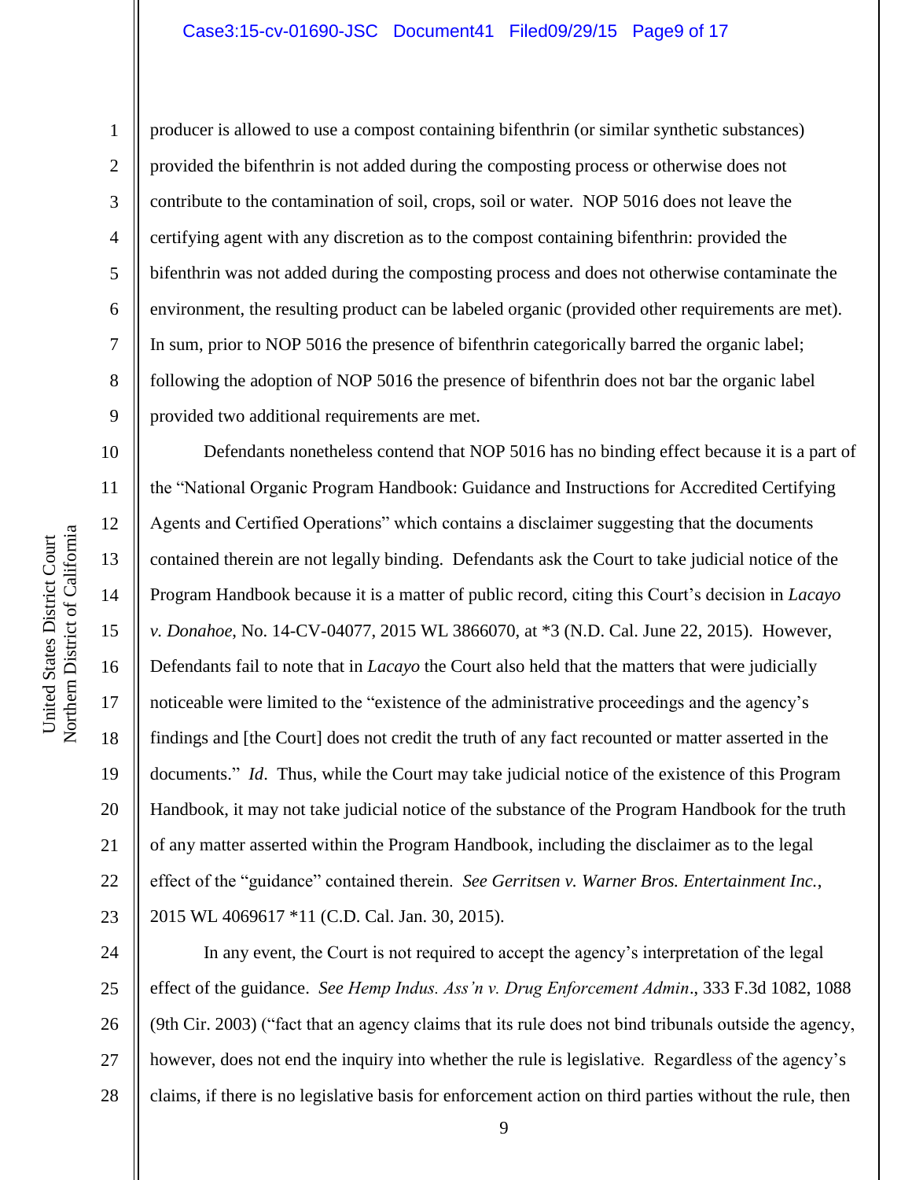producer is allowed to use a compost containing bifenthrin (or similar synthetic substances) provided the bifenthrin is not added during the composting process or otherwise does not contribute to the contamination of soil, crops, soil or water. NOP 5016 does not leave the certifying agent with any discretion as to the compost containing bifenthrin: provided the bifenthrin was not added during the composting process and does not otherwise contaminate the environment, the resulting product can be labeled organic (provided other requirements are met). In sum, prior to NOP 5016 the presence of bifenthrin categorically barred the organic label; following the adoption of NOP 5016 the presence of bifenthrin does not bar the organic label provided two additional requirements are met.

Defendants nonetheless contend that NOP 5016 has no binding effect because it is a part of the "National Organic Program Handbook: Guidance and Instructions for Accredited Certifying Agents and Certified Operations" which contains a disclaimer suggesting that the documents contained therein are not legally binding. Defendants ask the Court to take judicial notice of the Program Handbook because it is a matter of public record, citing this Court's decision in *Lacayo v. Donahoe*, No. 14-CV-04077, 2015 WL 3866070, at *3 (N.D. Cal. June 22, 2015). However, Defendants fail to note that in *Lacayo* the Court also held that the matters that were judicially noticeable were limited to the "existence of the administrative proceedings and the agency's findings and [the Court] does not credit the truth of any fact recounted or matter asserted in the documents." *Id*. Thus, while the Court may take judicial notice of the existence of this Program Handbook, it may not take judicial notice of the substance of the Program Handbook for the truth of any matter asserted within the Program Handbook, including the disclaimer as to the legal effect of the "guidance" contained therein. *See Gerritsen v. Warner Bros. Entertainment Inc.*, 2015 WL 4069617 *11 (C.D. Cal. Jan. 30, 2015).

In any event, the Court is not required to accept the agency's interpretation of the legal effect of the guidance. *See Hemp Indus. Ass'n v. Drug Enforcement Admin*., 333 F.3d 1082, 1088 (9th Cir. 2003) ("fact that an agency claims that its rule does not bind tribunals outside the agency, however, does not end the inquiry into whether the rule is legislative. Regardless of the agency's claims, if there is no legislative basis for enforcement action on third parties without the rule, then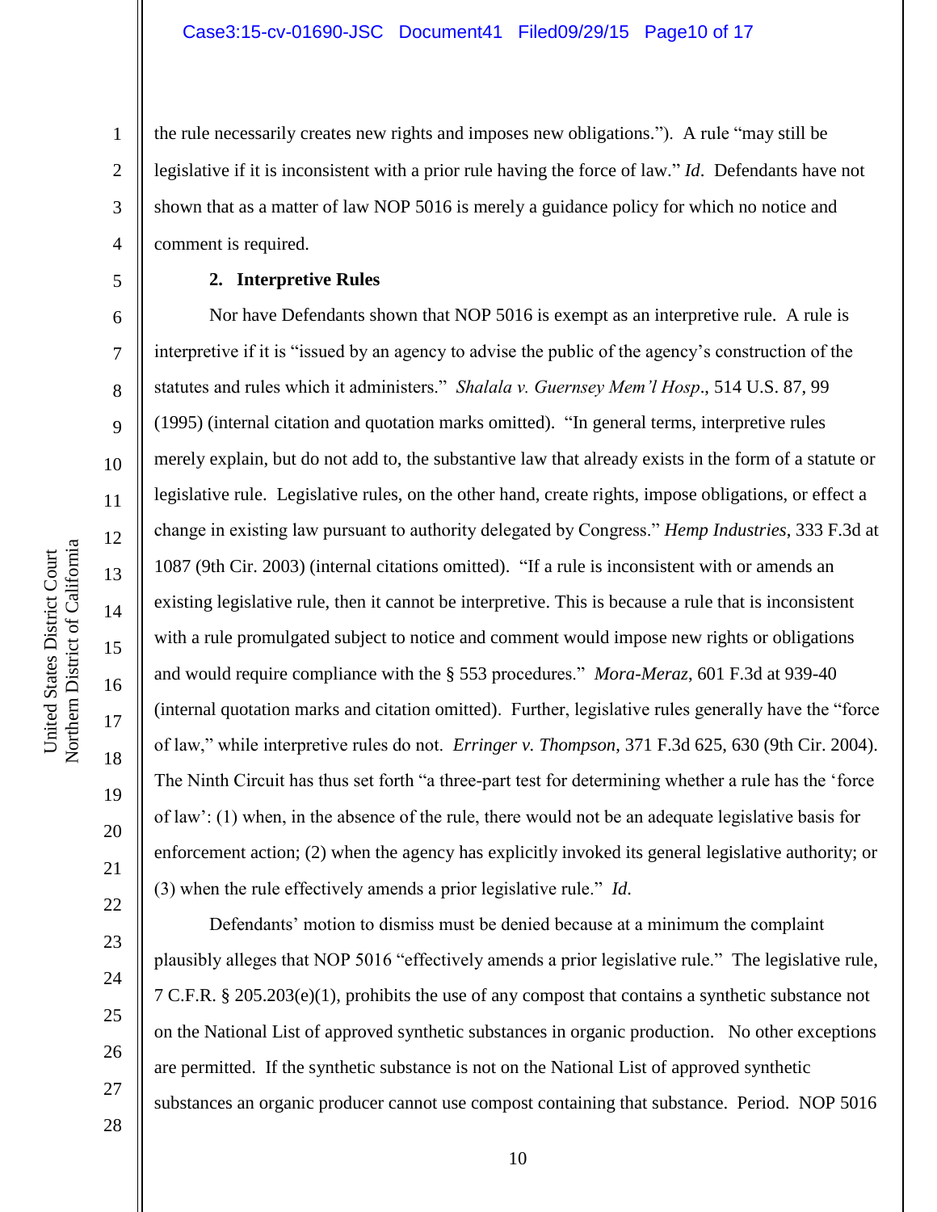the rule necessarily creates new rights and imposes new obligations."). A rule "may still be legislative if it is inconsistent with a prior rule having the force of law." *Id*. Defendants have not shown that as a matter of law NOP 5016 is merely a guidance policy for which no notice and comment is required.

**2. Interpretive Rules**

Nor have Defendants shown that NOP 5016 is exempt as an interpretive rule. A rule is interpretive if it is "issued by an agency to advise the public of the agency's construction of the statutes and rules which it administers." *Shalala v. Guernsey Mem'l Hosp*., 514 U.S. 87, 99 (1995) (internal citation and quotation marks omitted). "In general terms, interpretive rules merely explain, but do not add to, the substantive law that already exists in the form of a statute or legislative rule. Legislative rules, on the other hand, create rights, impose obligations, or effect a change in existing law pursuant to authority delegated by Congress." *Hemp Industries*, 333 F.3d at 1087 (9th Cir. 2003) (internal citations omitted). "If a rule is inconsistent with or amends an existing legislative rule, then it cannot be interpretive. This is because a rule that is inconsistent with a rule promulgated subject to notice and comment would impose new rights or obligations and would require compliance with the § 553 procedures." *Mora-Meraz*, 601 F.3d at 939-40 (internal quotation marks and citation omitted). Further, legislative rules generally have the "force of law," while interpretive rules do not. *Erringer v. Thompson*, 371 F.3d 625, 630 (9th Cir. 2004). The Ninth Circuit has thus set forth "a three-part test for determining whether a rule has the 'force of law': (1) when, in the absence of the rule, there would not be an adequate legislative basis for enforcement action; (2) when the agency has explicitly invoked its general legislative authority; or (3) when the rule effectively amends a prior legislative rule." *Id*.

Defendants' motion to dismiss must be denied because at a minimum the complaint plausibly alleges that NOP 5016 "effectively amends a prior legislative rule." The legislative rule, 7 C.F.R. § 205.203(e)(1), prohibits the use of any compost that contains a synthetic substance not on the National List of approved synthetic substances in organic production. No other exceptions are permitted. If the synthetic substance is not on the National List of approved synthetic substances an organic producer cannot use compost containing that substance. Period. NOP 5016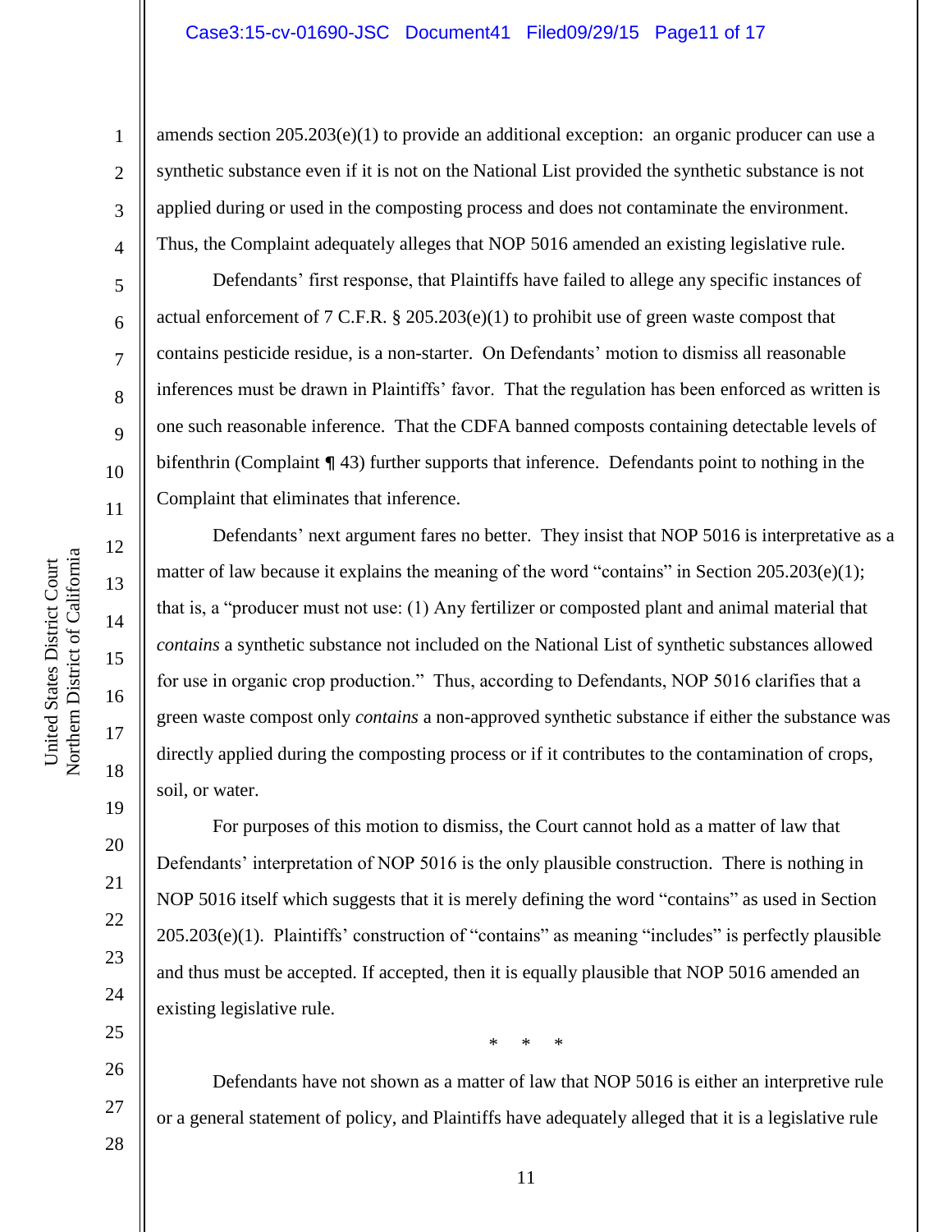amends section 205.203(e)(1) to provide an additional exception: an organic producer can use a synthetic substance even if it is not on the National List provided the synthetic substance is not applied during or used in the composting process and does not contaminate the environment. Thus, the Complaint adequately alleges that NOP 5016 amended an existing legislative rule.

Defendants' first response, that Plaintiffs have failed to allege any specific instances of actual enforcement of 7 C.F.R. § 205.203(e)(1) to prohibit use of green waste compost that contains pesticide residue, is a non-starter. On Defendants' motion to dismiss all reasonable inferences must be drawn in Plaintiffs' favor. That the regulation has been enforced as written is one such reasonable inference. That the CDFA banned composts containing detectable levels of bifenthrin (Complaint ¶ 43) further supports that inference. Defendants point to nothing in the Complaint that eliminates that inference.

Defendants' next argument fares no better. They insist that NOP 5016 is interpretative as a matter of law because it explains the meaning of the word "contains" in Section 205.203(e)(1); that is, a "producer must not use: (1) Any fertilizer or composted plant and animal material that *contains* a synthetic substance not included on the National List of synthetic substances allowed for use in organic crop production." Thus, according to Defendants, NOP 5016 clarifies that a green waste compost only *contains* a non-approved synthetic substance if either the substance was directly applied during the composting process or if it contributes to the contamination of crops, soil, or water.

For purposes of this motion to dismiss, the Court cannot hold as a matter of law that Defendants' interpretation of NOP 5016 is the only plausible construction. There is nothing in NOP 5016 itself which suggests that it is merely defining the word "contains" as used in Section 205.203(e)(1). Plaintiffs' construction of "contains" as meaning "includes" is perfectly plausible and thus must be accepted. If accepted, then it is equally plausible that NOP 5016 amended an existing legislative rule.

\* \* \*

Defendants have not shown as a matter of law that NOP 5016 is either an interpretive rule or a general statement of policy, and Plaintiffs have adequately alleged that it is a legislative rule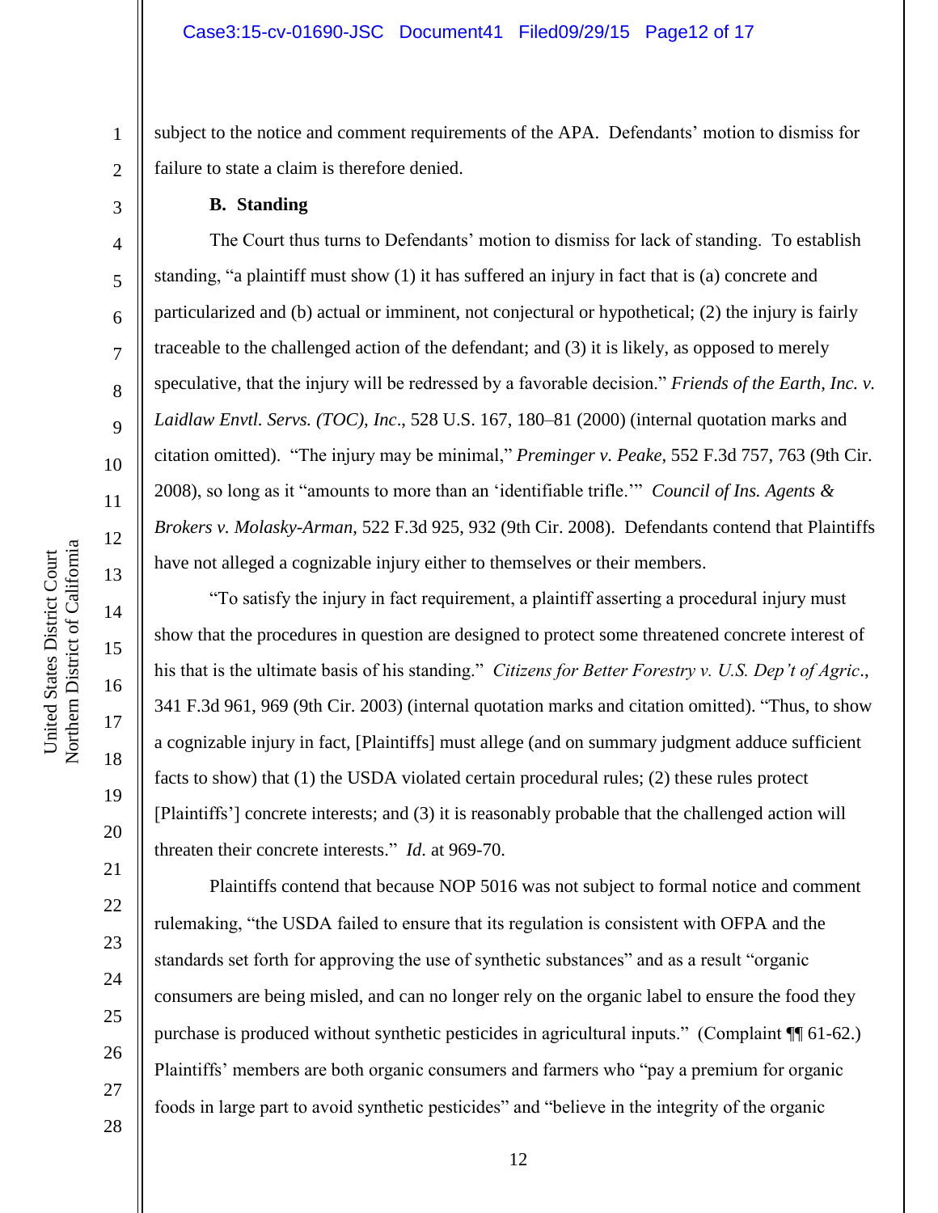subject to the notice and comment requirements of the APA. Defendants' motion to dismiss for failure to state a claim is therefore denied.

**B. Standing**

The Court thus turns to Defendants' motion to dismiss for lack of standing. To establish standing, "a plaintiff must show (1) it has suffered an injury in fact that is (a) concrete and particularized and (b) actual or imminent, not conjectural or hypothetical; (2) the injury is fairly traceable to the challenged action of the defendant; and (3) it is likely, as opposed to merely speculative, that the injury will be redressed by a favorable decision." *Friends of the Earth, Inc. v. Laidlaw Envtl. Servs. (TOC), Inc*., 528 U.S. 167, 180–81 (2000) (internal quotation marks and citation omitted). "The injury may be minimal," *Preminger v. Peake*, 552 F.3d 757, 763 (9th Cir. 2008), so long as it "amounts to more than an 'identifiable trifle.'" *Council of Ins. Agents & Brokers v. Molasky-Arman*, 522 F.3d 925, 932 (9th Cir. 2008). Defendants contend that Plaintiffs have not alleged a cognizable injury either to themselves or their members.

"To satisfy the injury in fact requirement, a plaintiff asserting a procedural injury must show that the procedures in question are designed to protect some threatened concrete interest of his that is the ultimate basis of his standing." *Citizens for Better Forestry v. U.S. Dep't of Agric*., 341 F.3d 961, 969 (9th Cir. 2003) (internal quotation marks and citation omitted). "Thus, to show a cognizable injury in fact, [Plaintiffs] must allege (and on summary judgment adduce sufficient facts to show) that (1) the USDA violated certain procedural rules; (2) these rules protect [Plaintiffs'] concrete interests; and (3) it is reasonably probable that the challenged action will threaten their concrete interests." *Id.* at 969-70.

Plaintiffs contend that because NOP 5016 was not subject to formal notice and comment rulemaking, "the USDA failed to ensure that its regulation is consistent with OFPA and the standards set forth for approving the use of synthetic substances" and as a result "organic consumers are being misled, and can no longer rely on the organic label to ensure the food they purchase is produced without synthetic pesticides in agricultural inputs." (Complaint ¶¶ 61-62.) Plaintiffs' members are both organic consumers and farmers who "pay a premium for organic foods in large part to avoid synthetic pesticides" and "believe in the integrity of the organic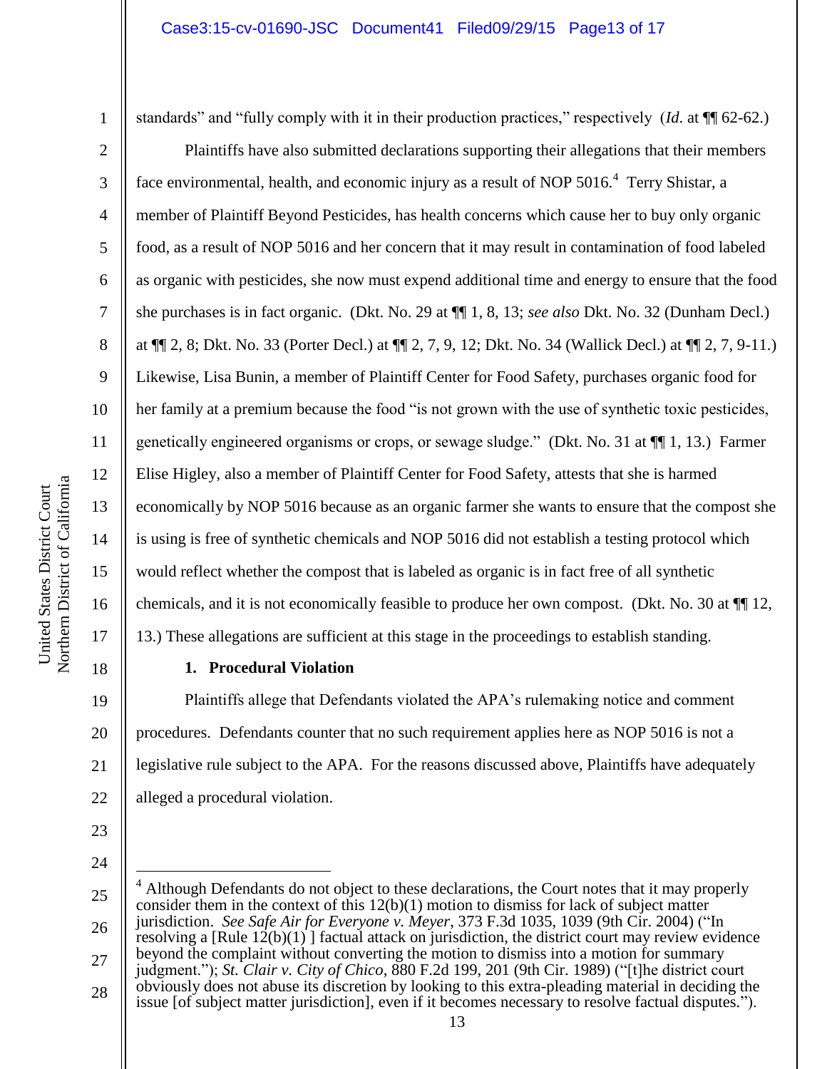standards" and "fully comply with it in their production practices," respectively (*Id.* at ¶¶ 62-62.)

Plaintiffs have also submitted declarations supporting their allegations that their members face environmental, health, and economic injury as a result of NOP 5016.[4] Terry Shistar, a member of Plaintiff Beyond Pesticides, has health concerns which cause her to buy only organic food, as a result of NOP 5016 and her concern that it may result in contamination of food labeled as organic with pesticides, she now must expend additional time and energy to ensure that the food she purchases is in fact organic. (Dkt. No. 29 at ¶¶ 1, 8, 13; *see also* Dkt. No. 32 (Dunham Decl.) at ¶¶ 2, 8; Dkt. No. 33 (Porter Decl.) at ¶¶ 2, 7, 9, 12; Dkt. No. 34 (Wallick Decl.) at ¶¶ 2, 7, 9-11.) Likewise, Lisa Bunin, a member of Plaintiff Center for Food Safety, purchases organic food for her family at a premium because the food "is not grown with the use of synthetic toxic pesticides, genetically engineered organisms or crops, or sewage sludge." (Dkt. No. 31 at ¶¶ 1, 13.) Farmer Elise Higley, also a member of Plaintiff Center for Food Safety, attests that she is harmed economically by NOP 5016 because as an organic farmer she wants to ensure that the compost she is using is free of synthetic chemicals and NOP 5016 did not establish a testing protocol which would reflect whether the compost that is labeled as organic is in fact free of all synthetic chemicals, and it is not economically feasible to produce her own compost. (Dkt. No. 30 at ¶¶ 12, 13.) These allegations are sufficient at this stage in the proceedings to establish standing.

**1. Procedural Violation**

Plaintiffs allege that Defendants violated the APA's rulemaking notice and comment procedures. Defendants counter that no such requirement applies here as NOP 5016 is not a legislative rule subject to the APA. For the reasons discussed above, Plaintiffs have adequately alleged a procedural violation.

---

[4] Although Defendants do not object to these declarations, the Court notes that it may properly consider them in the context of this 12(b)(1) motion to dismiss for lack of subject matter jurisdiction. *See Safe Air for Everyone v. Meyer*, 373 F.3d 1035, 1039 (9th Cir. 2004) ("In resolving a [Rule 12(b)(1) ] factual attack on jurisdiction, the district court may review evidence beyond the complaint without converting the motion to dismiss into a motion for summary judgment."); *St. Clair v. City of Chico*, 880 F.2d 199, 201 (9th Cir. 1989) ("[t]he district court obviously does not abuse its discretion by looking to this extra-pleading material in deciding the issue [of subject matter jurisdiction], even if it becomes necessary to resolve factual disputes.").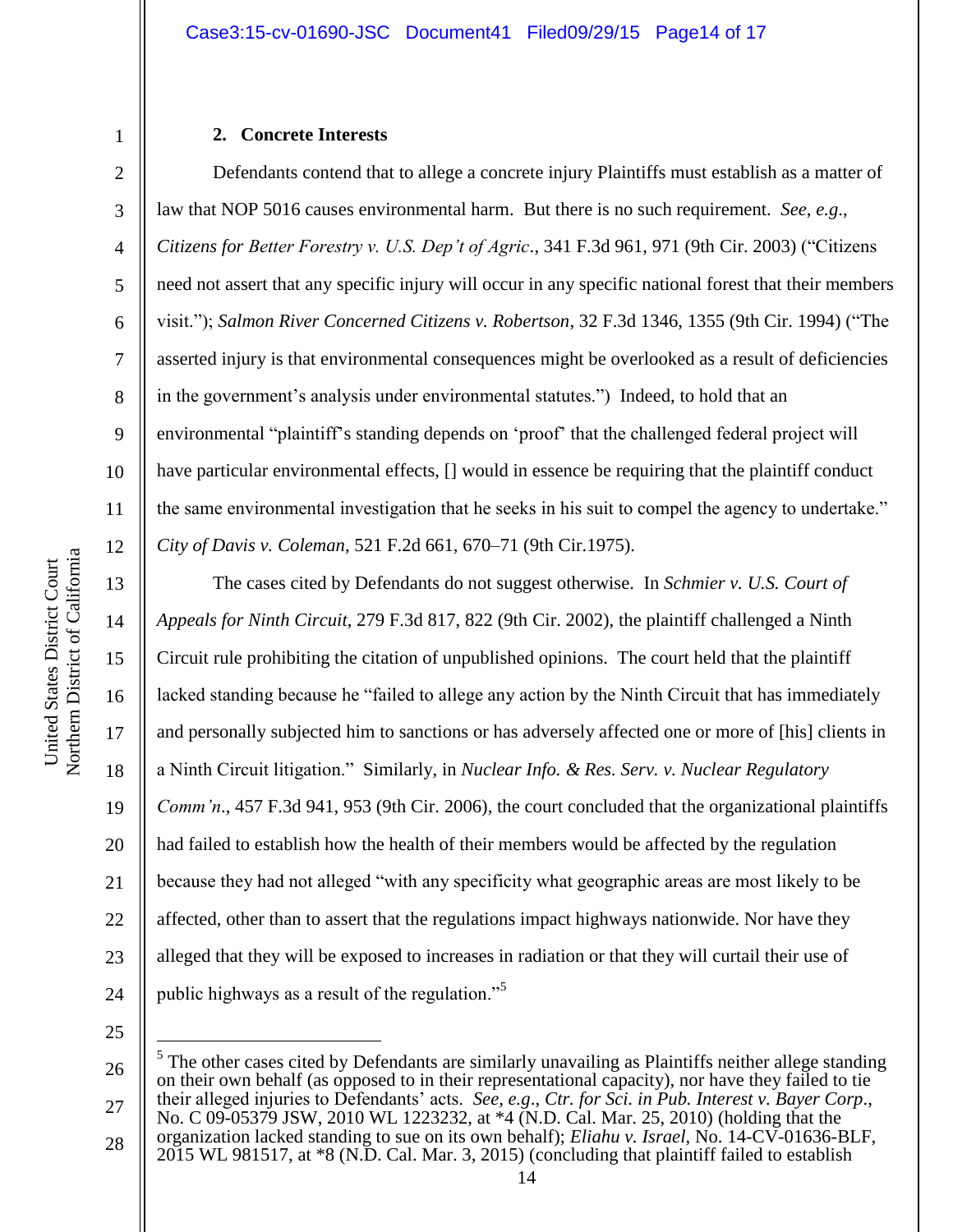### 2. Concrete Interests

Defendants contend that to allege a concrete injury Plaintiffs must establish as a matter of law that NOP 5016 causes environmental harm. But there is no such requirement. *See*, *e.g*., *Citizens for Better Forestry v. U.S. Dep't of Agric*., 341 F.3d 961, 971 (9th Cir. 2003) ("Citizens need not assert that any specific injury will occur in any specific national forest that their members visit."); *Salmon River Concerned Citizens v. Robertson*, 32 F.3d 1346, 1355 (9th Cir. 1994) ("The asserted injury is that environmental consequences might be overlooked as a result of deficiencies in the government's analysis under environmental statutes.") Indeed, to hold that an environmental "plaintiff's standing depends on 'proof' that the challenged federal project will have particular environmental effects, [] would in essence be requiring that the plaintiff conduct the same environmental investigation that he seeks in his suit to compel the agency to undertake." *City of Davis v. Coleman*, 521 F.2d 661, 670–71 (9th Cir.1975).

The cases cited by Defendants do not suggest otherwise. In *Schmier v. U.S. Court of Appeals for Ninth Circuit*, 279 F.3d 817, 822 (9th Cir. 2002), the plaintiff challenged a Ninth Circuit rule prohibiting the citation of unpublished opinions. The court held that the plaintiff lacked standing because he "failed to allege any action by the Ninth Circuit that has immediately and personally subjected him to sanctions or has adversely affected one or more of [his] clients in a Ninth Circuit litigation." Similarly, in *Nuclear Info. & Res. Serv. v. Nuclear Regulatory Comm'n*., 457 F.3d 941, 953 (9th Cir. 2006), the court concluded that the organizational plaintiffs had failed to establish how the health of their members would be affected by the regulation because they had not alleged "with any specificity what geographic areas are most likely to be affected, other than to assert that the regulations impact highways nationwide. Nor have they alleged that they will be exposed to increases in radiation or that they will curtail their use of public highways as a result of the regulation."[5]

---

[5] The other cases cited by Defendants are similarly unavailing as Plaintiffs neither allege standing on their own behalf (as opposed to in their representational capacity), nor have they failed to tie their alleged injuries to Defendants' acts. *See, e.g*., *Ctr. for Sci. in Pub. Interest v. Bayer Corp*., No. C 09-05379 JSW, 2010 WL 1223232, at *4 (N.D. Cal. Mar. 25, 2010) (holding that the organization lacked standing to sue on its own behalf); *Eliahu v. Israel*, No. 14-CV-01636-BLF, 2015 WL 981517, at *8 (N.D. Cal. Mar. 3, 2015) (concluding that plaintiff failed to establish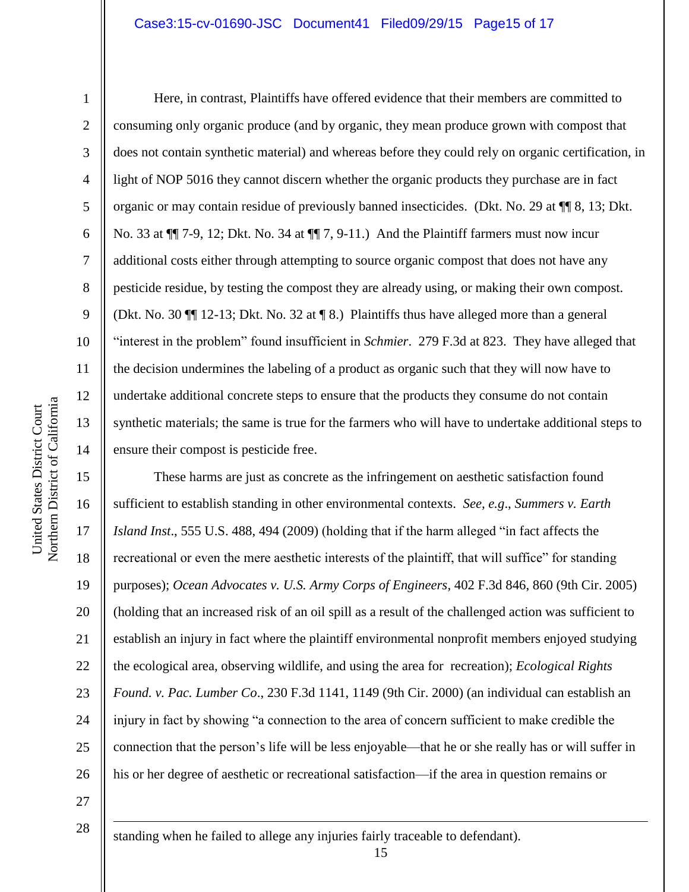Here, in contrast, Plaintiffs have offered evidence that their members are committed to consuming only organic produce (and by organic, they mean produce grown with compost that does not contain synthetic material) and whereas before they could rely on organic certification, in light of NOP 5016 they cannot discern whether the organic products they purchase are in fact organic or may contain residue of previously banned insecticides. (Dkt. No. 29 at ¶¶ 8, 13; Dkt. No. 33 at ¶¶ 7-9, 12; Dkt. No. 34 at ¶¶ 7, 9-11.) And the Plaintiff farmers must now incur additional costs either through attempting to source organic compost that does not have any pesticide residue, by testing the compost they are already using, or making their own compost. (Dkt. No. 30 ¶¶ 12-13; Dkt. No. 32 at ¶ 8.) Plaintiffs thus have alleged more than a general "interest in the problem" found insufficient in *Schmier*. 279 F.3d at 823. They have alleged that the decision undermines the labeling of a product as organic such that they will now have to undertake additional concrete steps to ensure that the products they consume do not contain synthetic materials; the same is true for the farmers who will have to undertake additional steps to ensure their compost is pesticide free.

These harms are just as concrete as the infringement on aesthetic satisfaction found sufficient to establish standing in other environmental contexts. *See, e.g.*, *Summers v. Earth Island Inst*., 555 U.S. 488, 494 (2009) (holding that if the harm alleged "in fact affects the recreational or even the mere aesthetic interests of the plaintiff, that will suffice" for standing purposes); *Ocean Advocates v. U.S. Army Corps of Engineers*, 402 F.3d 846, 860 (9th Cir. 2005) (holding that an increased risk of an oil spill as a result of the challenged action was sufficient to establish an injury in fact where the plaintiff environmental nonprofit members enjoyed studying the ecological area, observing wildlife, and using the area for recreation); *Ecological Rights Found. v. Pac. Lumber Co*., 230 F.3d 1141, 1149 (9th Cir. 2000) (an individual can establish an injury in fact by showing "a connection to the area of concern sufficient to make credible the connection that the person's life will be less enjoyable—that he or she really has or will suffer in his or her degree of aesthetic or recreational satisfaction—if the area in question remains or

---

standing when he failed to allege any injuries fairly traceable to defendant).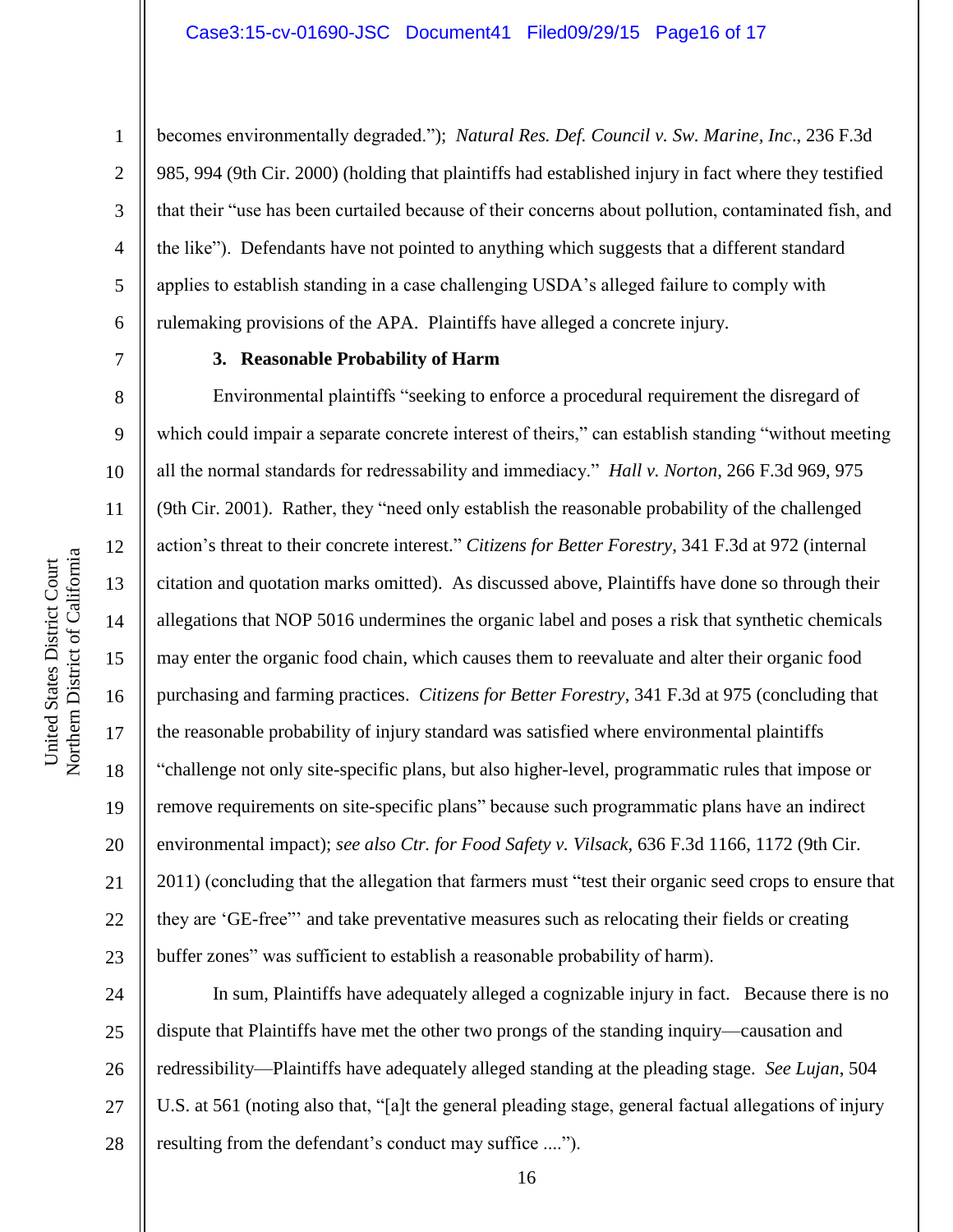becomes environmentally degraded."); *Natural Res. Def. Council v. Sw. Marine, Inc*., 236 F.3d 985, 994 (9th Cir. 2000) (holding that plaintiffs had established injury in fact where they testified that their "use has been curtailed because of their concerns about pollution, contaminated fish, and the like"). Defendants have not pointed to anything which suggests that a different standard applies to establish standing in a case challenging USDA's alleged failure to comply with rulemaking provisions of the APA. Plaintiffs have alleged a concrete injury.

**3. Reasonable Probability of Harm**

Environmental plaintiffs "seeking to enforce a procedural requirement the disregard of which could impair a separate concrete interest of theirs," can establish standing "without meeting all the normal standards for redressability and immediacy." *Hall v. Norton*, 266 F.3d 969, 975 (9th Cir. 2001). Rather, they "need only establish the reasonable probability of the challenged action's threat to their concrete interest." *Citizens for Better Forestry*, 341 F.3d at 972 (internal citation and quotation marks omitted). As discussed above, Plaintiffs have done so through their allegations that NOP 5016 undermines the organic label and poses a risk that synthetic chemicals may enter the organic food chain, which causes them to reevaluate and alter their organic food purchasing and farming practices. *Citizens for Better Forestry*, 341 F.3d at 975 (concluding that the reasonable probability of injury standard was satisfied where environmental plaintiffs "challenge not only site-specific plans, but also higher-level, programmatic rules that impose or remove requirements on site-specific plans" because such programmatic plans have an indirect environmental impact); *see also Ctr. for Food Safety v. Vilsack*, 636 F.3d 1166, 1172 (9th Cir. 2011) (concluding that the allegation that farmers must "test their organic seed crops to ensure that they are 'GE-free'" and take preventative measures such as relocating their fields or creating buffer zones" was sufficient to establish a reasonable probability of harm).

In sum, Plaintiffs have adequately alleged a cognizable injury in fact. Because there is no dispute that Plaintiffs have met the other two prongs of the standing inquiry—causation and redressibility—Plaintiffs have adequately alleged standing at the pleading stage. *See Lujan*, 504 U.S. at 561 (noting also that, "[a]t the general pleading stage, general factual allegations of injury resulting from the defendant's conduct may suffice ....").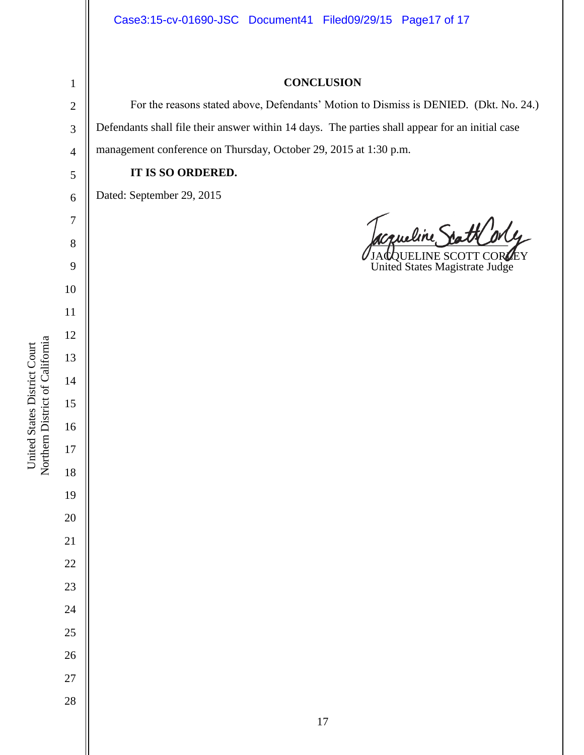**CONCLUSION**

For the reasons stated above, Defendants' Motion to Dismiss is DENIED. (Dkt. No. 24.) Defendants shall file their answer within 14 days. The parties shall appear for an initial case management conference on Thursday, October 29, 2015 at 1:30 p.m.

**IT IS SO ORDERED.**

Dated: September 29, 2015

JACQUELINE SCOTT CORLEY
United States Magistrate Judge